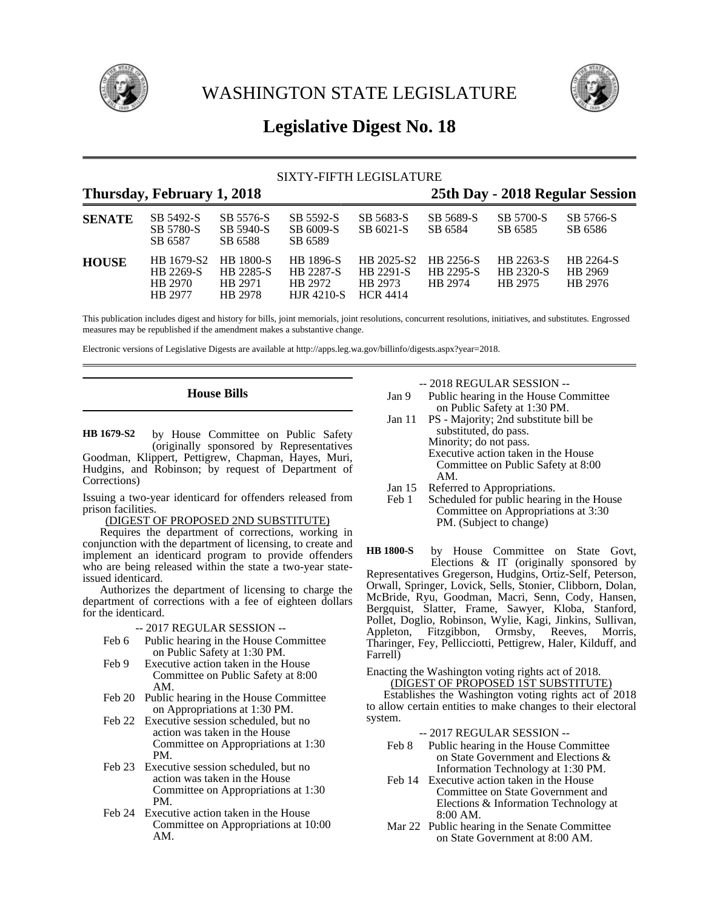# WASHINGTON STATE LEGISLATURE

## Legislative Digest No. 18

SIXTY-FIFTH LEGISLATURE

**Thursday, February 1, 2018** **25th Day - 2018 Regular Session**

| | | | | | | | |
|---|---|---|---|---|---|---|---|
| **SENATE** | SB 5492-S | SB 5576-S | SB 5592-S | SB 5683-S | SB 5689-S | SB 5700-S | SB 5766-S |
| | SB 5780-S | SB 5940-S | SB 6009-S | SB 6021-S | SB 6584 | SB 6585 | SB 6586 |
| | SB 6587 | SB 6588 | SB 6589 | | | | |
| **HOUSE** | HB 1679-S2 | HB 1800-S | HB 1896-S | HB 2025-S2 | HB 2256-S | HB 2263-S | HB 2264-S |
| | HB 2269-S | HB 2285-S | HB 2287-S | HB 2291-S | HB 2295-S | HB 2320-S | HB 2969 |
| | HB 2970 | HB 2971 | HB 2972 | HB 2973 | HB 2974 | HB 2975 | HB 2976 |
| | HB 2977 | HB 2978 | HJR 4210-S | HCR 4414 | | | |

This publication includes digest and history for bills, joint memorials, joint resolutions, concurrent resolutions, initiatives, and substitutes. Engrossed measures may be republished if the amendment makes a substantive change.

Electronic versions of Legislative Digests are available at http://apps.leg.wa.gov/billinfo/digests.aspx?year=2018.

### House Bills

**HB 1679-S2** by House Committee on Public Safety (originally sponsored by Representatives Goodman, Klippert, Pettigrew, Chapman, Hayes, Muri, Hudgins, and Robinson; by request of Department of Corrections)

Issuing a two-year identicard for offenders released from prison facilities.

(DIGEST OF PROPOSED 2ND SUBSTITUTE)

Requires the department of corrections, working in conjunction with the department of licensing, to create and implement an identicard program to provide offenders who are being released within the state a two-year state-issued identicard.

Authorizes the department of licensing to charge the department of corrections with a fee of eighteen dollars for the identicard.

-- 2017 REGULAR SESSION --

Feb 6 Public hearing in the House Committee on Public Safety at 1:30 PM.

Feb 9 Executive action taken in the House Committee on Public Safety at 8:00 AM.

Feb 20 Public hearing in the House Committee on Appropriations at 1:30 PM.

Feb 22 Executive session scheduled, but no action was taken in the House Committee on Appropriations at 1:30 PM.

Feb 23 Executive session scheduled, but no action was taken in the House Committee on Appropriations at 1:30 PM.

Feb 24 Executive action taken in the House Committee on Appropriations at 10:00 AM.

-- 2018 REGULAR SESSION --

Jan 9 Public hearing in the House Committee on Public Safety at 1:30 PM.

Jan 11 PS - Majority; 2nd substitute bill be substituted, do pass.
Minority; do not pass.
Executive action taken in the House Committee on Public Safety at 8:00 AM.

Jan 15 Referred to Appropriations.

Feb 1 Scheduled for public hearing in the House Committee on Appropriations at 3:30 PM. (Subject to change)

**HB 1800-S** by House Committee on State Govt, Elections & IT (originally sponsored by Representatives Gregerson, Hudgins, Ortiz-Self, Peterson, Orwall, Springer, Lovick, Sells, Stonier, Clibborn, Dolan, McBride, Ryu, Goodman, Macri, Senn, Cody, Hansen, Bergquist, Slatter, Frame, Sawyer, Kloba, Stanford, Pollet, Doglio, Robinson, Wylie, Kagi, Jinkins, Sullivan, Appleton, Fitzgibbon, Ormsby, Reeves, Morris, Tharinger, Fey, Pellicciotti, Pettigrew, Haler, Kilduff, and Farrell)

Enacting the Washington voting rights act of 2018.

(DIGEST OF PROPOSED 1ST SUBSTITUTE)

Establishes the Washington voting rights act of 2018 to allow certain entities to make changes to their electoral system.

-- 2017 REGULAR SESSION --

Feb 8 Public hearing in the House Committee on State Government and Elections & Information Technology at 1:30 PM.

Feb 14 Executive action taken in the House Committee on State Government and Elections & Information Technology at 8:00 AM.

Mar 22 Public hearing in the Senate Committee on State Government at 8:00 AM.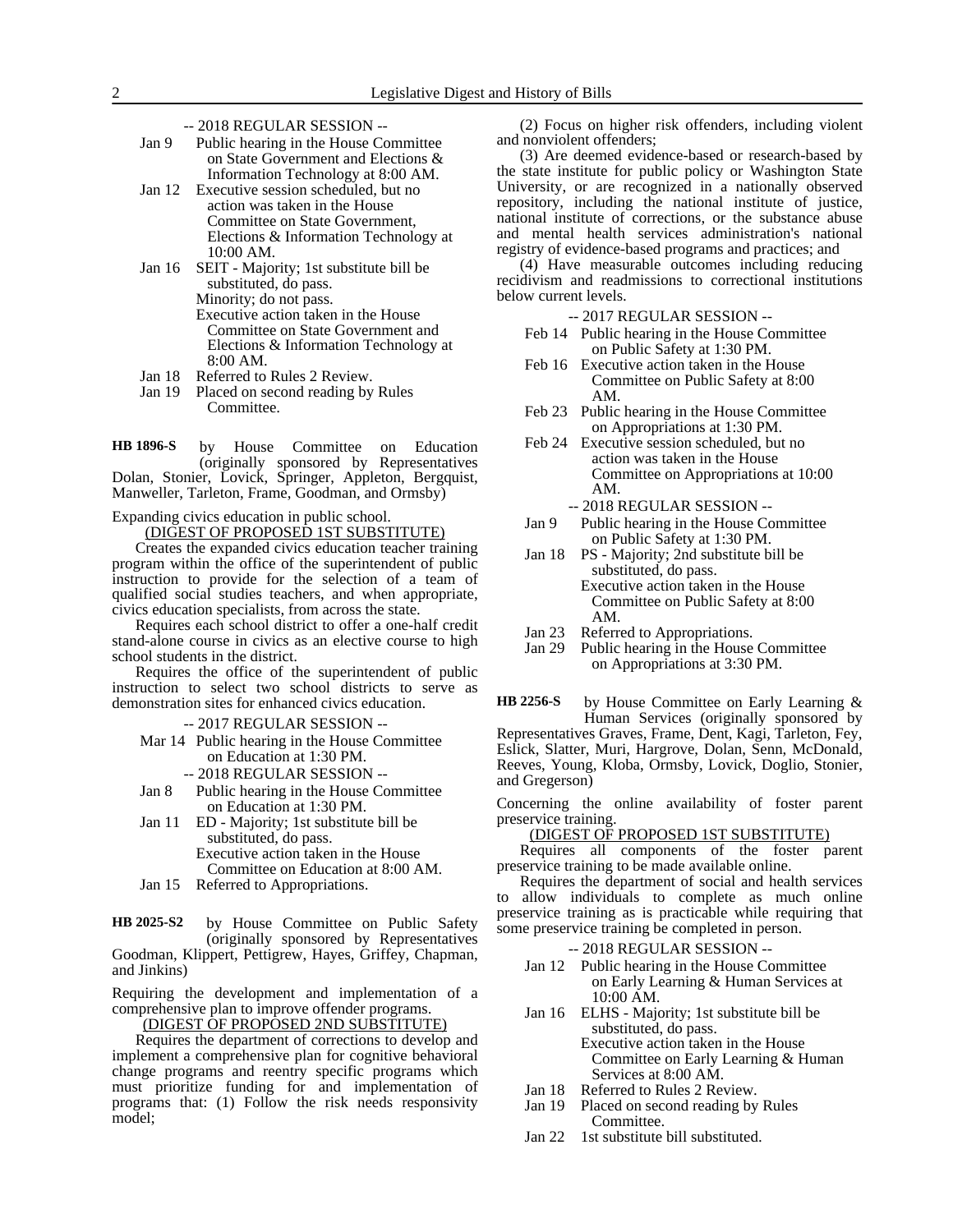-- 2018 REGULAR SESSION --

Jan 9 Public hearing in the House Committee on State Government and Elections & Information Technology at 8:00 AM.

Jan 12 Executive session scheduled, but no action was taken in the House Committee on State Government, Elections & Information Technology at 10:00 AM.

Jan 16 SEIT - Majority; 1st substitute bill be substituted, do pass.
Minority; do not pass.
Executive action taken in the House Committee on State Government and Elections & Information Technology at 8:00 AM.

Jan 18 Referred to Rules 2 Review.

Jan 19 Placed on second reading by Rules Committee.

**HB 1896-S** by House Committee on Education (originally sponsored by Representatives Dolan, Stonier, Lovick, Springer, Appleton, Bergquist, Manweller, Tarleton, Frame, Goodman, and Ormsby)

Expanding civics education in public school.

(DIGEST OF PROPOSED 1ST SUBSTITUTE)

Creates the expanded civics education teacher training program within the office of the superintendent of public instruction to provide for the selection of a team of qualified social studies teachers, and when appropriate, civics education specialists, from across the state.

Requires each school district to offer a one-half credit stand-alone course in civics as an elective course to high school students in the district.

Requires the office of the superintendent of public instruction to select two school districts to serve as demonstration sites for enhanced civics education.

-- 2017 REGULAR SESSION --

Mar 14 Public hearing in the House Committee on Education at 1:30 PM.

-- 2018 REGULAR SESSION --

Jan 8 Public hearing in the House Committee on Education at 1:30 PM.

Jan 11 ED - Majority; 1st substitute bill be substituted, do pass.
Executive action taken in the House Committee on Education at 8:00 AM.

Jan 15 Referred to Appropriations.

**HB 2025-S2** by House Committee on Public Safety (originally sponsored by Representatives Goodman, Klippert, Pettigrew, Hayes, Griffey, Chapman, and Jinkins)

Requiring the development and implementation of a comprehensive plan to improve offender programs.

(DIGEST OF PROPOSED 2ND SUBSTITUTE)

Requires the department of corrections to develop and implement a comprehensive plan for cognitive behavioral change programs and reentry specific programs which must prioritize funding for and implementation of programs that: (1) Follow the risk needs responsivity model;

(2) Focus on higher risk offenders, including violent and nonviolent offenders;

(3) Are deemed evidence-based or research-based by the state institute for public policy or Washington State University, or are recognized in a nationally observed repository, including the national institute of justice, national institute of corrections, or the substance abuse and mental health services administration's national registry of evidence-based programs and practices; and

(4) Have measurable outcomes including reducing recidivism and readmissions to correctional institutions below current levels.

-- 2017 REGULAR SESSION --

Feb 14 Public hearing in the House Committee on Public Safety at 1:30 PM.

Feb 16 Executive action taken in the House Committee on Public Safety at 8:00 AM.

Feb 23 Public hearing in the House Committee on Appropriations at 1:30 PM.

Feb 24 Executive session scheduled, but no action was taken in the House Committee on Appropriations at 10:00 AM.

-- 2018 REGULAR SESSION --

Jan 9 Public hearing in the House Committee on Public Safety at 1:30 PM.

Jan 18 PS - Majority; 2nd substitute bill be substituted, do pass.
Executive action taken in the House Committee on Public Safety at 8:00 AM.

Jan 23 Referred to Appropriations.

Jan 29 Public hearing in the House Committee on Appropriations at 3:30 PM.

**HB 2256-S** by House Committee on Early Learning & Human Services (originally sponsored by Representatives Graves, Frame, Dent, Kagi, Tarleton, Fey, Eslick, Slatter, Muri, Hargrove, Dolan, Senn, McDonald, Reeves, Young, Kloba, Ormsby, Lovick, Doglio, Stonier, and Gregerson)

Concerning the online availability of foster parent preservice training.

(DIGEST OF PROPOSED 1ST SUBSTITUTE)

Requires all components of the foster parent preservice training to be made available online.

Requires the department of social and health services to allow individuals to complete as much online preservice training as is practicable while requiring that some preservice training be completed in person.

-- 2018 REGULAR SESSION --

Jan 12 Public hearing in the House Committee on Early Learning & Human Services at 10:00 AM.

Jan 16 ELHS - Majority; 1st substitute bill be substituted, do pass.
Executive action taken in the House Committee on Early Learning & Human Services at 8:00 AM.

Jan 18 Referred to Rules 2 Review.

Jan 19 Placed on second reading by Rules Committee.

Jan 22 1st substitute bill substituted.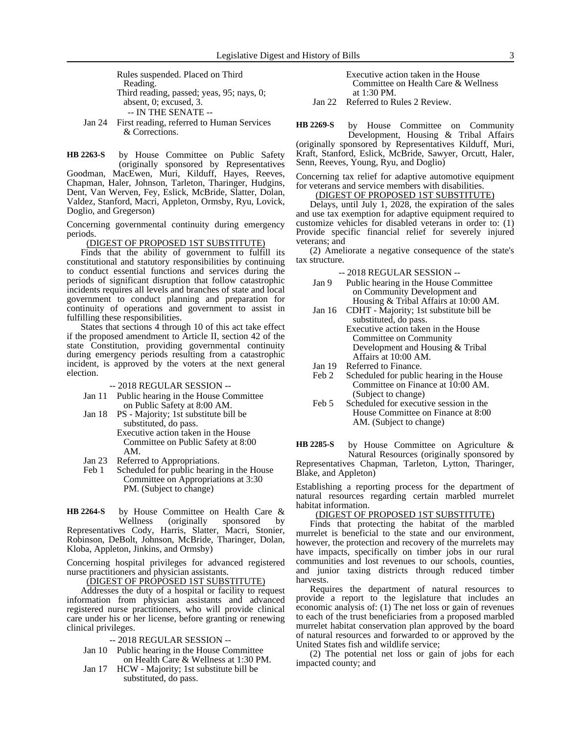Rules suspended. Placed on Third Reading.
Third reading, passed; yeas, 95; nays, 0; absent, 0; excused, 3.

-- IN THE SENATE --

Jan 24 First reading, referred to Human Services & Corrections.

**HB 2263-S** by House Committee on Public Safety (originally sponsored by Representatives Goodman, MacEwen, Muri, Kilduff, Hayes, Reeves, Chapman, Haler, Johnson, Tarleton, Tharinger, Hudgins, Dent, Van Werven, Fey, Eslick, McBride, Slatter, Dolan, Valdez, Stanford, Macri, Appleton, Ormsby, Ryu, Lovick, Doglio, and Gregerson)

Concerning governmental continuity during emergency periods.

(DIGEST OF PROPOSED 1ST SUBSTITUTE)

Finds that the ability of government to fulfill its constitutional and statutory responsibilities by continuing to conduct essential functions and services during the periods of significant disruption that follow catastrophic incidents requires all levels and branches of state and local government to conduct planning and preparation for continuity of operations and government to assist in fulfilling these responsibilities.

States that sections 4 through 10 of this act take effect if the proposed amendment to Article II, section 42 of the state Constitution, providing governmental continuity during emergency periods resulting from a catastrophic incident, is approved by the voters at the next general election.

-- 2018 REGULAR SESSION --

Jan 11 Public hearing in the House Committee on Public Safety at 8:00 AM.
Jan 18 PS - Majority; 1st substitute bill be substituted, do pass.
Executive action taken in the House Committee on Public Safety at 8:00 AM.
Jan 23 Referred to Appropriations.
Feb 1 Scheduled for public hearing in the House Committee on Appropriations at 3:30 PM. (Subject to change)

**HB 2264-S** by House Committee on Health Care & Wellness (originally sponsored by Representatives Cody, Harris, Slatter, Macri, Stonier, Robinson, DeBolt, Johnson, McBride, Tharinger, Dolan, Kloba, Appleton, Jinkins, and Ormsby)

Concerning hospital privileges for advanced registered nurse practitioners and physician assistants.

(DIGEST OF PROPOSED 1ST SUBSTITUTE)

Addresses the duty of a hospital or facility to request information from physician assistants and advanced registered nurse practitioners, who will provide clinical care under his or her license, before granting or renewing clinical privileges.

-- 2018 REGULAR SESSION --

Jan 10 Public hearing in the House Committee on Health Care & Wellness at 1:30 PM.
Jan 17 HCW - Majority; 1st substitute bill be substituted, do pass.
Executive action taken in the House Committee on Health Care & Wellness at 1:30 PM.
Jan 22 Referred to Rules 2 Review.

**HB 2269-S** by House Committee on Community Development, Housing & Tribal Affairs (originally sponsored by Representatives Kilduff, Muri, Kraft, Stanford, Eslick, McBride, Sawyer, Orcutt, Haler, Senn, Reeves, Young, Ryu, and Doglio)

Concerning tax relief for adaptive automotive equipment for veterans and service members with disabilities.

(DIGEST OF PROPOSED 1ST SUBSTITUTE)

Delays, until July 1, 2028, the expiration of the sales and use tax exemption for adaptive equipment required to customize vehicles for disabled veterans in order to: (1) Provide specific financial relief for severely injured veterans; and

(2) Ameliorate a negative consequence of the state's tax structure.

-- 2018 REGULAR SESSION --

Jan 9 Public hearing in the House Committee on Community Development and Housing & Tribal Affairs at 10:00 AM.
Jan 16 CDHT - Majority; 1st substitute bill be substituted, do pass.
Executive action taken in the House Committee on Community Development and Housing & Tribal Affairs at 10:00 AM.
Jan 19 Referred to Finance.
Feb 2 Scheduled for public hearing in the House Committee on Finance at 10:00 AM. (Subject to change)
Feb 5 Scheduled for executive session in the House Committee on Finance at 8:00 AM. (Subject to change)

**HB 2285-S** by House Committee on Agriculture & Natural Resources (originally sponsored by Representatives Chapman, Tarleton, Lytton, Tharinger, Blake, and Appleton)

Establishing a reporting process for the department of natural resources regarding certain marbled murrelet habitat information.

(DIGEST OF PROPOSED 1ST SUBSTITUTE)

Finds that protecting the habitat of the marbled murrelet is beneficial to the state and our environment, however, the protection and recovery of the murrelets may have impacts, specifically on timber jobs in our rural communities and lost revenues to our schools, counties, and junior taxing districts through reduced timber harvests.

Requires the department of natural resources to provide a report to the legislature that includes an economic analysis of: (1) The net loss or gain of revenues to each of the trust beneficiaries from a proposed marbled murrelet habitat conservation plan approved by the board of natural resources and forwarded to or approved by the United States fish and wildlife service;

(2) The potential net loss or gain of jobs for each impacted county; and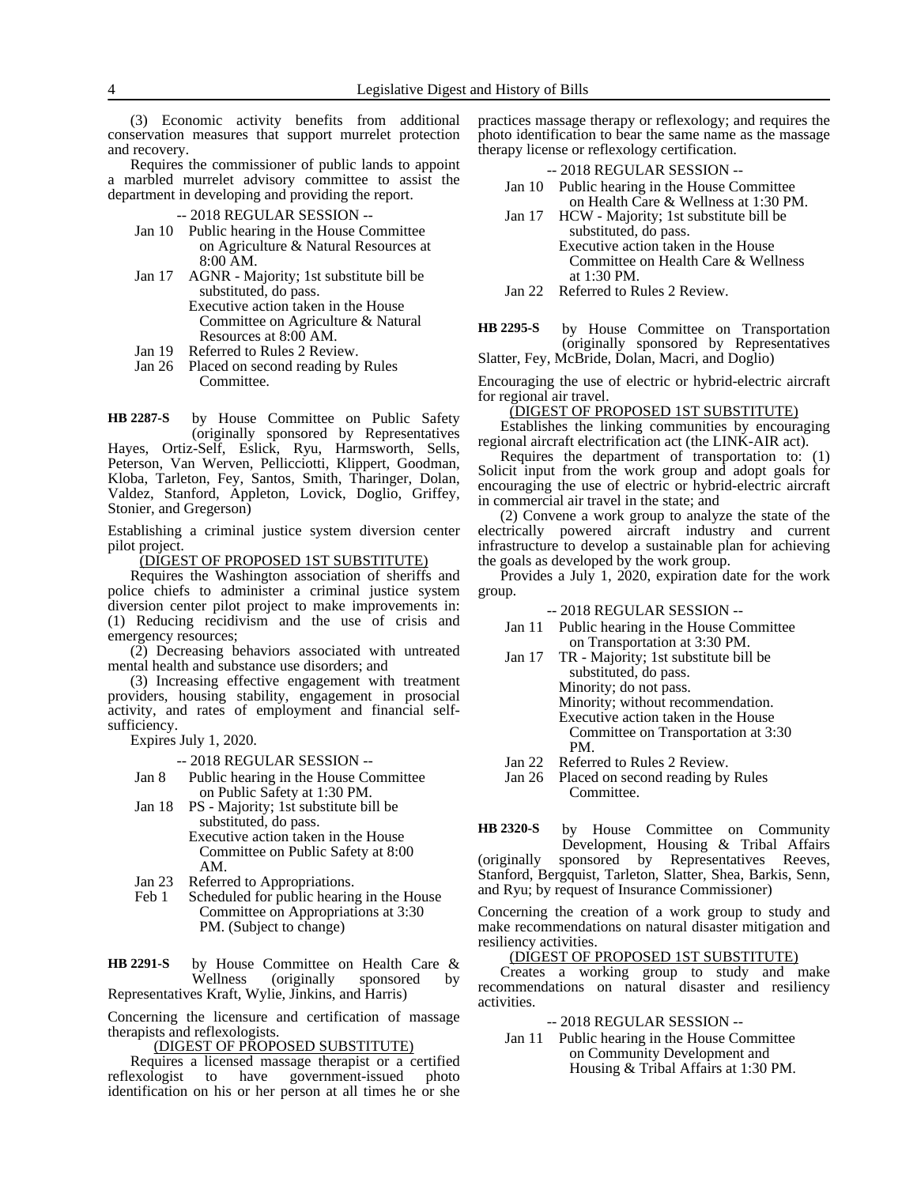(3) Economic activity benefits from additional conservation measures that support murrelet protection and recovery.

Requires the commissioner of public lands to appoint a marbled murrelet advisory committee to assist the department in developing and providing the report.

-- 2018 REGULAR SESSION --

- Jan 10 Public hearing in the House Committee on Agriculture & Natural Resources at 8:00 AM.
- Jan 17 AGNR - Majority; 1st substitute bill be substituted, do pass.
  Executive action taken in the House Committee on Agriculture & Natural Resources at 8:00 AM.
- Jan 19 Referred to Rules 2 Review.
- Jan 26 Placed on second reading by Rules Committee.

**HB 2287-S** by House Committee on Public Safety (originally sponsored by Representatives Hayes, Ortiz-Self, Eslick, Ryu, Harmsworth, Sells, Peterson, Van Werven, Pellicciotti, Klippert, Goodman, Kloba, Tarleton, Fey, Santos, Smith, Tharinger, Dolan, Valdez, Stanford, Appleton, Lovick, Doglio, Griffey, Stonier, and Gregerson)

Establishing a criminal justice system diversion center pilot project.

(DIGEST OF PROPOSED 1ST SUBSTITUTE)

Requires the Washington association of sheriffs and police chiefs to administer a criminal justice system diversion center pilot project to make improvements in: (1) Reducing recidivism and the use of crisis and emergency resources;

(2) Decreasing behaviors associated with untreated mental health and substance use disorders; and

(3) Increasing effective engagement with treatment providers, housing stability, engagement in prosocial activity, and rates of employment and financial self-sufficiency.

Expires July 1, 2020.

-- 2018 REGULAR SESSION --

- Jan 8 Public hearing in the House Committee on Public Safety at 1:30 PM.
- Jan 18 PS - Majority; 1st substitute bill be substituted, do pass.
  Executive action taken in the House Committee on Public Safety at 8:00 AM.
- Jan 23 Referred to Appropriations.
- Feb 1 Scheduled for public hearing in the House Committee on Appropriations at 3:30 PM. (Subject to change)

**HB 2291-S** by House Committee on Health Care & Wellness (originally sponsored by Representatives Kraft, Wylie, Jinkins, and Harris)

Concerning the licensure and certification of massage therapists and reflexologists.

(DIGEST OF PROPOSED SUBSTITUTE)

Requires a licensed massage therapist or a certified reflexologist to have government-issued photo identification on his or her person at all times he or she practices massage therapy or reflexology; and requires the photo identification to bear the same name as the massage therapy license or reflexology certification.

-- 2018 REGULAR SESSION --

- Jan 10 Public hearing in the House Committee on Health Care & Wellness at 1:30 PM.
- Jan 17 HCW - Majority; 1st substitute bill be substituted, do pass.
  Executive action taken in the House Committee on Health Care & Wellness at 1:30 PM.
- Jan 22 Referred to Rules 2 Review.

**HB 2295-S** by House Committee on Transportation (originally sponsored by Representatives Slatter, Fey, McBride, Dolan, Macri, and Doglio)

Encouraging the use of electric or hybrid-electric aircraft for regional air travel.

(DIGEST OF PROPOSED 1ST SUBSTITUTE)

Establishes the linking communities by encouraging regional aircraft electrification act (the LINK-AIR act).

Requires the department of transportation to: (1) Solicit input from the work group and adopt goals for encouraging the use of electric or hybrid-electric aircraft in commercial air travel in the state; and

(2) Convene a work group to analyze the state of the electrically powered aircraft industry and current infrastructure to develop a sustainable plan for achieving the goals as developed by the work group.

Provides a July 1, 2020, expiration date for the work group.

-- 2018 REGULAR SESSION --

- Jan 11 Public hearing in the House Committee on Transportation at 3:30 PM.
- Jan 17 TR - Majority; 1st substitute bill be substituted, do pass.
  Minority; do not pass.
  Minority; without recommendation.
  Executive action taken in the House Committee on Transportation at 3:30 PM.
- Jan 22 Referred to Rules 2 Review.
- Jan 26 Placed on second reading by Rules Committee.

**HB 2320-S** by House Committee on Community Development, Housing & Tribal Affairs (originally sponsored by Representatives Reeves, Stanford, Bergquist, Tarleton, Slatter, Shea, Barkis, Senn, and Ryu; by request of Insurance Commissioner)

Concerning the creation of a work group to study and make recommendations on natural disaster mitigation and resiliency activities.

(DIGEST OF PROPOSED 1ST SUBSTITUTE)

Creates a working group to study and make recommendations on natural disaster and resiliency activities.

-- 2018 REGULAR SESSION --

- Jan 11 Public hearing in the House Committee on Community Development and Housing & Tribal Affairs at 1:30 PM.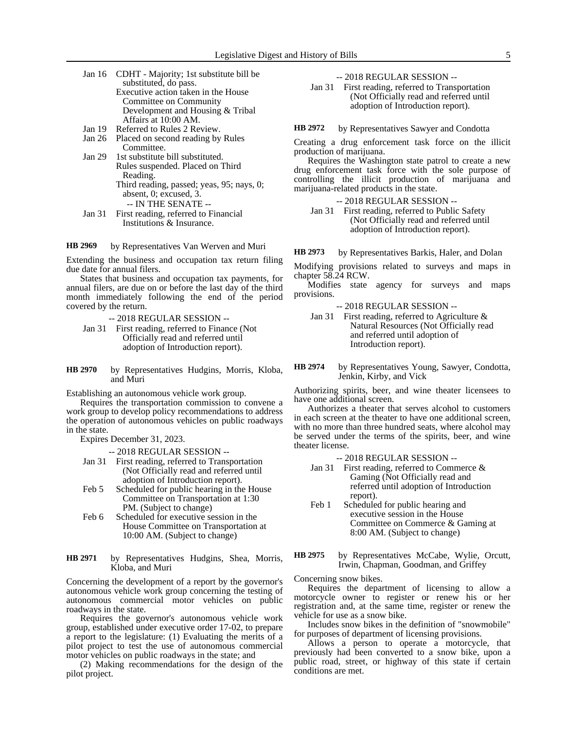Jan 16 CDHT - Majority; 1st substitute bill be substituted, do pass.
Executive action taken in the House Committee on Community Development and Housing & Tribal Affairs at 10:00 AM.
Jan 19 Referred to Rules 2 Review.
Jan 26 Placed on second reading by Rules Committee.
Jan 29 1st substitute bill substituted.
Rules suspended. Placed on Third Reading.
Third reading, passed; yeas, 95; nays, 0; absent, 0; excused, 3.
-- IN THE SENATE --
Jan 31 First reading, referred to Financial Institutions & Insurance.

**HB 2969** by Representatives Van Werven and Muri

Extending the business and occupation tax return filing due date for annual filers.

States that business and occupation tax payments, for annual filers, are due on or before the last day of the third month immediately following the end of the period covered by the return.

-- 2018 REGULAR SESSION --
Jan 31 First reading, referred to Finance (Not Officially read and referred until adoption of Introduction report).

**HB 2970** by Representatives Hudgins, Morris, Kloba, and Muri

Establishing an autonomous vehicle work group.

Requires the transportation commission to convene a work group to develop policy recommendations to address the operation of autonomous vehicles on public roadways in the state.

Expires December 31, 2023.

-- 2018 REGULAR SESSION --
Jan 31 First reading, referred to Transportation (Not Officially read and referred until adoption of Introduction report).
Feb 5 Scheduled for public hearing in the House Committee on Transportation at 1:30 PM. (Subject to change)
Feb 6 Scheduled for executive session in the House Committee on Transportation at 10:00 AM. (Subject to change)

**HB 2971** by Representatives Hudgins, Shea, Morris, Kloba, and Muri

Concerning the development of a report by the governor's autonomous vehicle work group concerning the testing of autonomous commercial motor vehicles on public roadways in the state.

Requires the governor's autonomous vehicle work group, established under executive order 17-02, to prepare a report to the legislature: (1) Evaluating the merits of a pilot project to test the use of autonomous commercial motor vehicles on public roadways in the state; and

(2) Making recommendations for the design of the pilot project.

-- 2018 REGULAR SESSION --
Jan 31 First reading, referred to Transportation (Not Officially read and referred until adoption of Introduction report).

**HB 2972** by Representatives Sawyer and Condotta

Creating a drug enforcement task force on the illicit production of marijuana.

Requires the Washington state patrol to create a new drug enforcement task force with the sole purpose of controlling the illicit production of marijuana and marijuana-related products in the state.

-- 2018 REGULAR SESSION --
Jan 31 First reading, referred to Public Safety (Not Officially read and referred until adoption of Introduction report).

**HB 2973** by Representatives Barkis, Haler, and Dolan

Modifying provisions related to surveys and maps in chapter 58.24 RCW.

Modifies state agency for surveys and maps provisions.

-- 2018 REGULAR SESSION --
Jan 31 First reading, referred to Agriculture & Natural Resources (Not Officially read and referred until adoption of Introduction report).

**HB 2974** by Representatives Young, Sawyer, Condotta, Jenkin, Kirby, and Vick

Authorizing spirits, beer, and wine theater licensees to have one additional screen.

Authorizes a theater that serves alcohol to customers in each screen at the theater to have one additional screen, with no more than three hundred seats, where alcohol may be served under the terms of the spirits, beer, and wine theater license.

-- 2018 REGULAR SESSION --
Jan 31 First reading, referred to Commerce & Gaming (Not Officially read and referred until adoption of Introduction report).
Feb 1 Scheduled for public hearing and executive session in the House Committee on Commerce & Gaming at 8:00 AM. (Subject to change)

**HB 2975** by Representatives McCabe, Wylie, Orcutt, Irwin, Chapman, Goodman, and Griffey

Concerning snow bikes.

Requires the department of licensing to allow a motorcycle owner to register or renew his or her registration and, at the same time, register or renew the vehicle for use as a snow bike.

Includes snow bikes in the definition of "snowmobile" for purposes of department of licensing provisions.

Allows a person to operate a motorcycle, that previously had been converted to a snow bike, upon a public road, street, or highway of this state if certain conditions are met.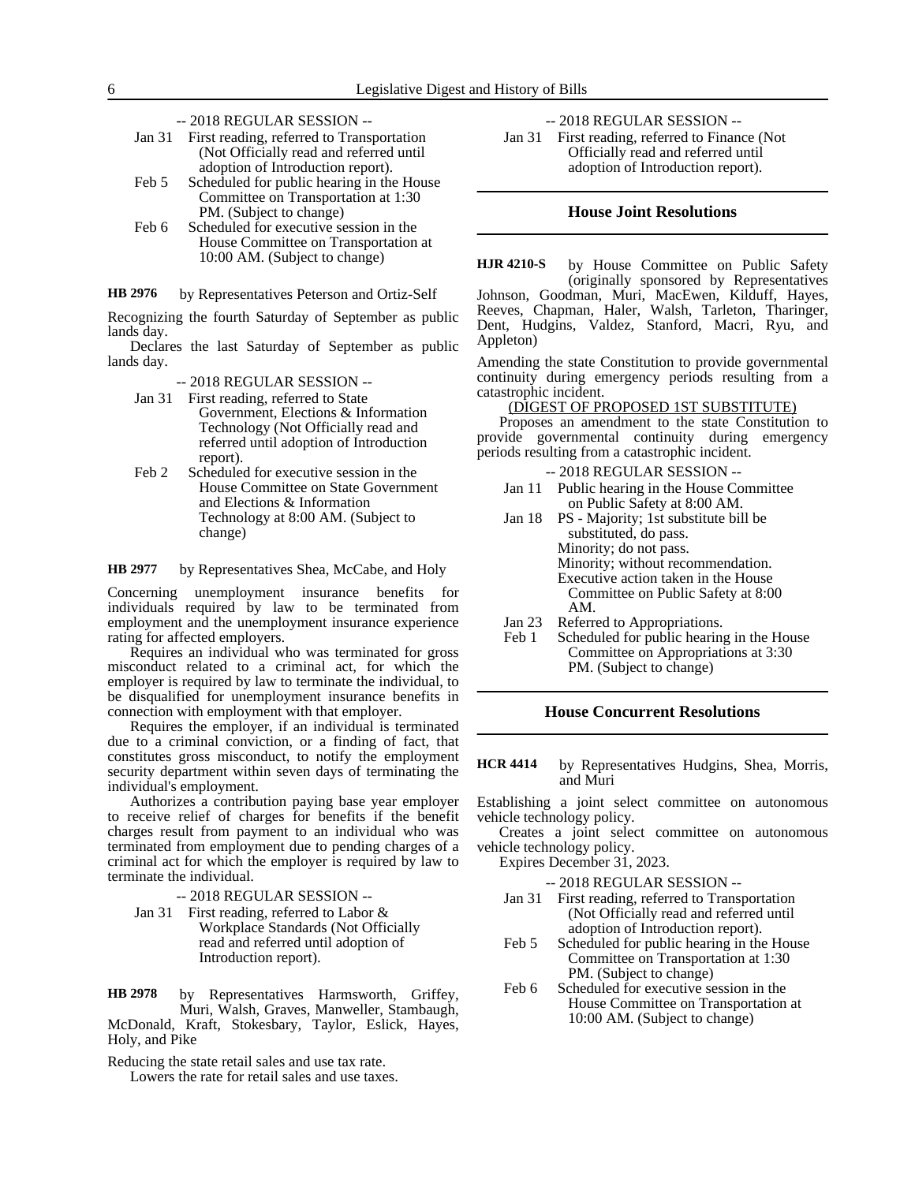-- 2018 REGULAR SESSION --

Jan 31 First reading, referred to Transportation (Not Officially read and referred until adoption of Introduction report).

Feb 5 Scheduled for public hearing in the House Committee on Transportation at 1:30 PM. (Subject to change)

Feb 6 Scheduled for executive session in the House Committee on Transportation at 10:00 AM. (Subject to change)

**HB 2976** by Representatives Peterson and Ortiz-Self

Recognizing the fourth Saturday of September as public lands day.

Declares the last Saturday of September as public lands day.

-- 2018 REGULAR SESSION --

Jan 31 First reading, referred to State Government, Elections & Information Technology (Not Officially read and referred until adoption of Introduction report).

Feb 2 Scheduled for executive session in the House Committee on State Government and Elections & Information Technology at 8:00 AM. (Subject to change)

**HB 2977** by Representatives Shea, McCabe, and Holy

Concerning unemployment insurance benefits for individuals required by law to be terminated from employment and the unemployment insurance experience rating for affected employers.

Requires an individual who was terminated for gross misconduct related to a criminal act, for which the employer is required by law to terminate the individual, to be disqualified for unemployment insurance benefits in connection with employment with that employer.

Requires the employer, if an individual is terminated due to a criminal conviction, or a finding of fact, that constitutes gross misconduct, to notify the employment security department within seven days of terminating the individual's employment.

Authorizes a contribution paying base year employer to receive relief of charges for benefits if the benefit charges result from payment to an individual who was terminated from employment due to pending charges of a criminal act for which the employer is required by law to terminate the individual.

-- 2018 REGULAR SESSION --

Jan 31 First reading, referred to Labor & Workplace Standards (Not Officially read and referred until adoption of Introduction report).

**HB 2978** by Representatives Harmsworth, Griffey, Muri, Walsh, Graves, Manweller, Stambaugh, McDonald, Kraft, Stokesbary, Taylor, Eslick, Hayes, Holy, and Pike

Reducing the state retail sales and use tax rate.

Lowers the rate for retail sales and use taxes.

-- 2018 REGULAR SESSION --

Jan 31 First reading, referred to Finance (Not Officially read and referred until adoption of Introduction report).

## House Joint Resolutions

**HJR 4210-S** by House Committee on Public Safety (originally sponsored by Representatives Johnson, Goodman, Muri, MacEwen, Kilduff, Hayes, Reeves, Chapman, Haler, Walsh, Tarleton, Tharinger, Dent, Hudgins, Valdez, Stanford, Macri, Ryu, and Appleton)

Amending the state Constitution to provide governmental continuity during emergency periods resulting from a catastrophic incident.

(DIGEST OF PROPOSED 1ST SUBSTITUTE)

Proposes an amendment to the state Constitution to provide governmental continuity during emergency periods resulting from a catastrophic incident.

-- 2018 REGULAR SESSION --

Jan 11 Public hearing in the House Committee on Public Safety at 8:00 AM.

Jan 18 PS - Majority; 1st substitute bill be substituted, do pass.
Minority; do not pass.
Minority; without recommendation.
Executive action taken in the House Committee on Public Safety at 8:00 AM.

Jan 23 Referred to Appropriations.

Feb 1 Scheduled for public hearing in the House Committee on Appropriations at 3:30 PM. (Subject to change)

## House Concurrent Resolutions

**HCR 4414** by Representatives Hudgins, Shea, Morris, and Muri

Establishing a joint select committee on autonomous vehicle technology policy.

Creates a joint select committee on autonomous vehicle technology policy.

Expires December 31, 2023.

-- 2018 REGULAR SESSION --

Jan 31 First reading, referred to Transportation (Not Officially read and referred until adoption of Introduction report).

Feb 5 Scheduled for public hearing in the House Committee on Transportation at 1:30 PM. (Subject to change)

Feb 6 Scheduled for executive session in the House Committee on Transportation at 10:00 AM. (Subject to change)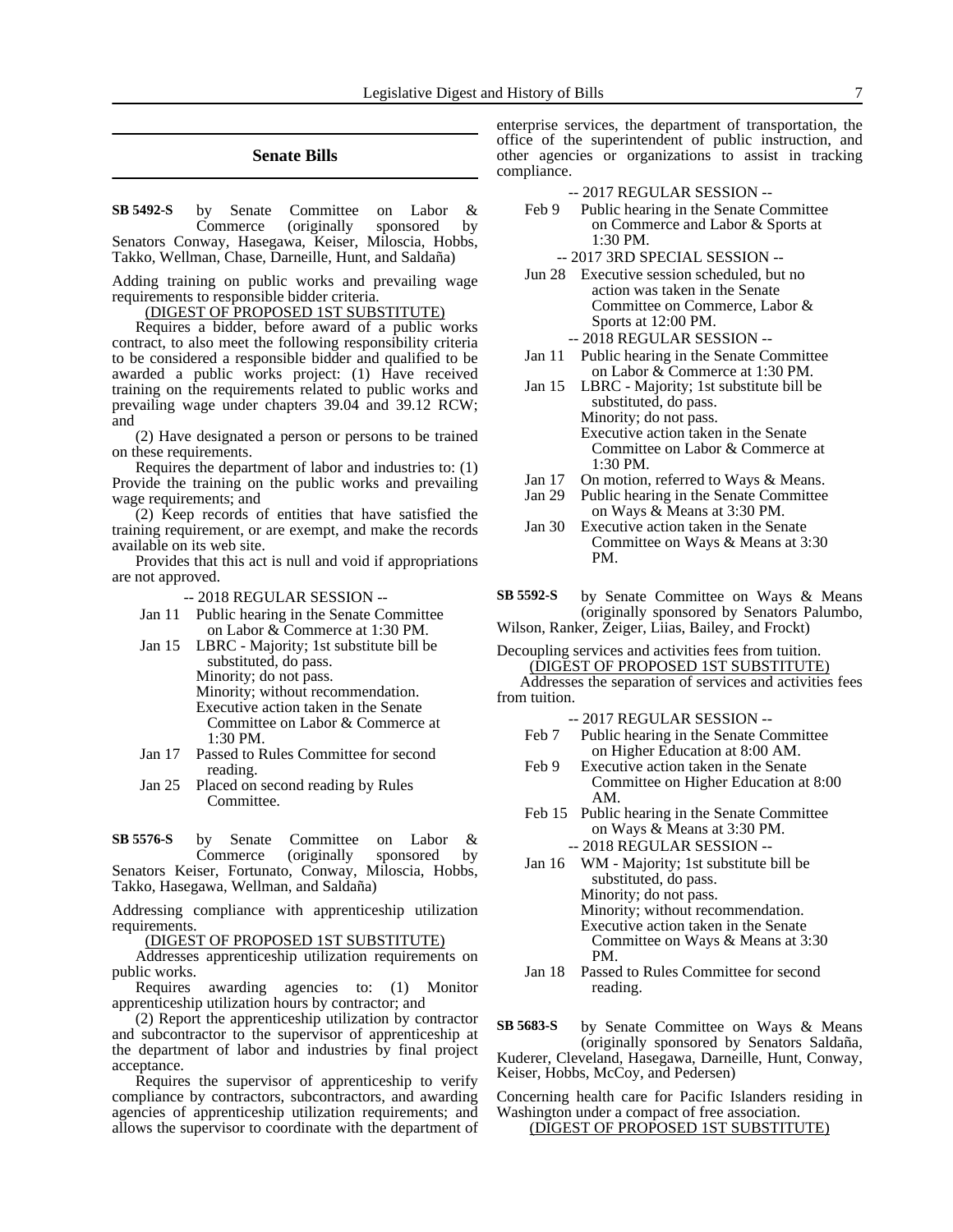## Senate Bills

**SB 5492-S** by Senate Committee on Labor & Commerce (originally sponsored by Senators Conway, Hasegawa, Keiser, Miloscia, Hobbs, Takko, Wellman, Chase, Darneille, Hunt, and Saldaña)

Adding training on public works and prevailing wage requirements to responsible bidder criteria.

(DIGEST OF PROPOSED 1ST SUBSTITUTE)

Requires a bidder, before award of a public works contract, to also meet the following responsibility criteria to be considered a responsible bidder and qualified to be awarded a public works project: (1) Have received training on the requirements related to public works and prevailing wage under chapters 39.04 and 39.12 RCW; and

(2) Have designated a person or persons to be trained on these requirements.

Requires the department of labor and industries to: (1) Provide the training on the public works and prevailing wage requirements; and

(2) Keep records of entities that have satisfied the training requirement, or are exempt, and make the records available on its web site.

Provides that this act is null and void if appropriations are not approved.

-- 2018 REGULAR SESSION --

- Jan 11 Public hearing in the Senate Committee on Labor & Commerce at 1:30 PM.
- Jan 15 LBRC - Majority; 1st substitute bill be substituted, do pass. Minority; do not pass. Minority; without recommendation. Executive action taken in the Senate Committee on Labor & Commerce at 1:30 PM.
- Jan 17 Passed to Rules Committee for second reading.
- Jan 25 Placed on second reading by Rules Committee.

**SB 5576-S** by Senate Committee on Labor & Commerce (originally sponsored by Senators Keiser, Fortunato, Conway, Miloscia, Hobbs, Takko, Hasegawa, Wellman, and Saldaña)

Addressing compliance with apprenticeship utilization requirements.

(DIGEST OF PROPOSED 1ST SUBSTITUTE)

Addresses apprenticeship utilization requirements on public works.

Requires awarding agencies to: (1) Monitor apprenticeship utilization hours by contractor; and

(2) Report the apprenticeship utilization by contractor and subcontractor to the supervisor of apprenticeship at the department of labor and industries by final project acceptance.

Requires the supervisor of apprenticeship to verify compliance by contractors, subcontractors, and awarding agencies of apprenticeship utilization requirements; and allows the supervisor to coordinate with the department of enterprise services, the department of transportation, the office of the superintendent of public instruction, and other agencies or organizations to assist in tracking compliance.

-- 2017 REGULAR SESSION --

- Feb 9 Public hearing in the Senate Committee on Commerce and Labor & Sports at 1:30 PM.

-- 2017 3RD SPECIAL SESSION --

- Jun 28 Executive session scheduled, but no action was taken in the Senate Committee on Commerce, Labor & Sports at 12:00 PM.

-- 2018 REGULAR SESSION --

- Jan 11 Public hearing in the Senate Committee on Labor & Commerce at 1:30 PM.
- Jan 15 LBRC - Majority; 1st substitute bill be substituted, do pass. Minority; do not pass. Executive action taken in the Senate Committee on Labor & Commerce at 1:30 PM.
- Jan 17 On motion, referred to Ways & Means.
- Jan 29 Public hearing in the Senate Committee on Ways & Means at 3:30 PM.
- Jan 30 Executive action taken in the Senate Committee on Ways & Means at 3:30 PM.

**SB 5592-S** by Senate Committee on Ways & Means (originally sponsored by Senators Palumbo, Wilson, Ranker, Zeiger, Liias, Bailey, and Frockt)

Decoupling services and activities fees from tuition.

(DIGEST OF PROPOSED 1ST SUBSTITUTE)

Addresses the separation of services and activities fees from tuition.

-- 2017 REGULAR SESSION --

- Feb 7 Public hearing in the Senate Committee on Higher Education at 8:00 AM.
- Feb 9 Executive action taken in the Senate Committee on Higher Education at 8:00 AM.
- Feb 15 Public hearing in the Senate Committee on Ways & Means at 3:30 PM.

-- 2018 REGULAR SESSION --

- Jan 16 WM - Majority; 1st substitute bill be substituted, do pass. Minority; do not pass. Minority; without recommendation. Executive action taken in the Senate Committee on Ways & Means at 3:30 PM.
- Jan 18 Passed to Rules Committee for second reading.

**SB 5683-S** by Senate Committee on Ways & Means (originally sponsored by Senators Saldaña, Kuderer, Cleveland, Hasegawa, Darneille, Hunt, Conway, Keiser, Hobbs, McCoy, and Pedersen)

Concerning health care for Pacific Islanders residing in Washington under a compact of free association.

(DIGEST OF PROPOSED 1ST SUBSTITUTE)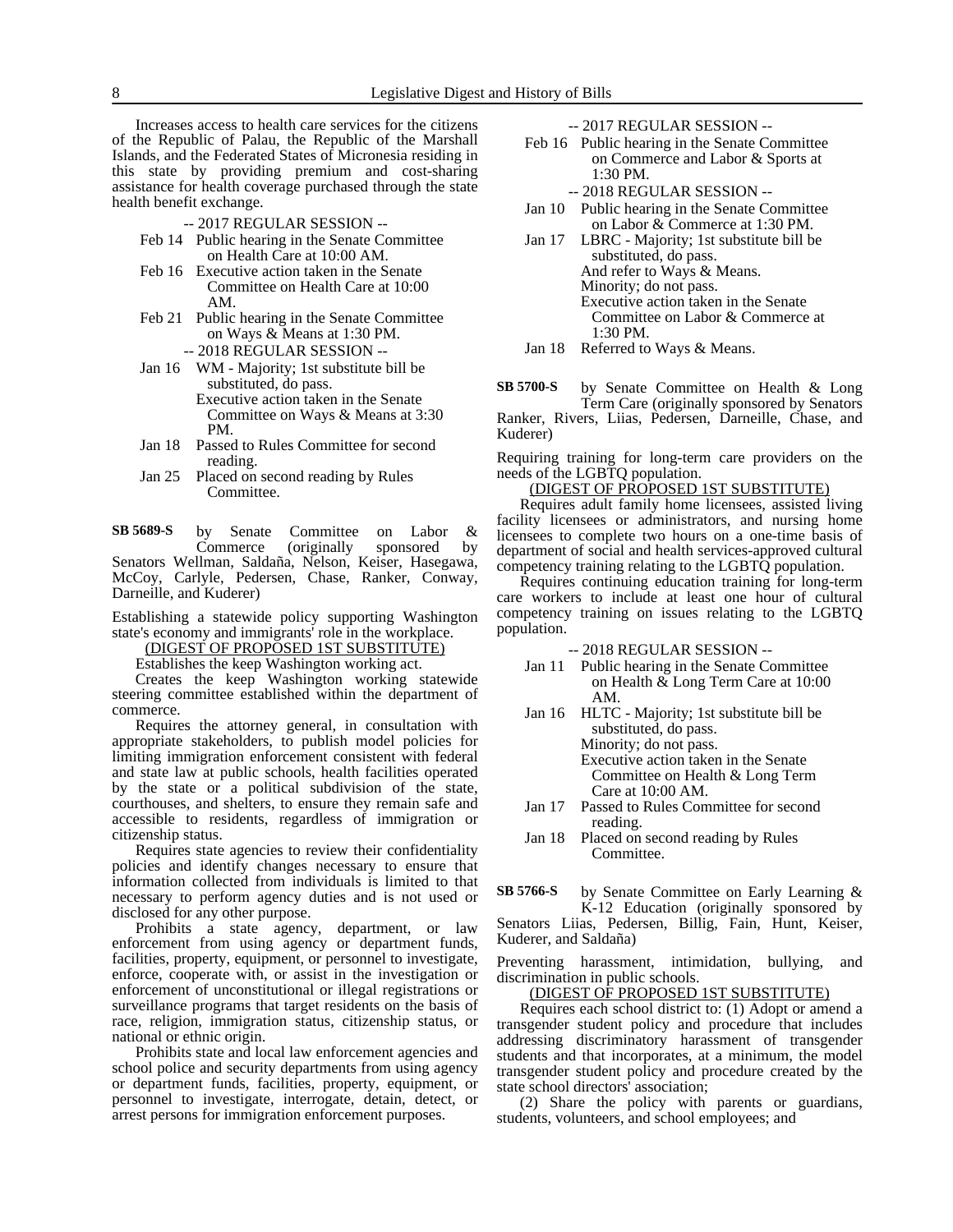Increases access to health care services for the citizens of the Republic of Palau, the Republic of the Marshall Islands, and the Federated States of Micronesia residing in this state by providing premium and cost-sharing assistance for health coverage purchased through the state health benefit exchange.

-- 2017 REGULAR SESSION --

Feb 14 Public hearing in the Senate Committee on Health Care at 10:00 AM.

Feb 16 Executive action taken in the Senate Committee on Health Care at 10:00 AM.

Feb 21 Public hearing in the Senate Committee on Ways & Means at 1:30 PM.

-- 2018 REGULAR SESSION --

Jan 16 WM - Majority; 1st substitute bill be substituted, do pass.
Executive action taken in the Senate Committee on Ways & Means at 3:30 PM.

Jan 18 Passed to Rules Committee for second reading.

Jan 25 Placed on second reading by Rules Committee.

**SB 5689-S** by Senate Committee on Labor & Commerce (originally sponsored by Senators Wellman, Saldaña, Nelson, Keiser, Hasegawa, McCoy, Carlyle, Pedersen, Chase, Ranker, Conway, Darneille, and Kuderer)

Establishing a statewide policy supporting Washington state's economy and immigrants' role in the workplace.

(DIGEST OF PROPOSED 1ST SUBSTITUTE)

Establishes the keep Washington working act.

Creates the keep Washington working statewide steering committee established within the department of commerce.

Requires the attorney general, in consultation with appropriate stakeholders, to publish model policies for limiting immigration enforcement consistent with federal and state law at public schools, health facilities operated by the state or a political subdivision of the state, courthouses, and shelters, to ensure they remain safe and accessible to residents, regardless of immigration or citizenship status.

Requires state agencies to review their confidentiality policies and identify changes necessary to ensure that information collected from individuals is limited to that necessary to perform agency duties and is not used or disclosed for any other purpose.

Prohibits a state agency, department, or law enforcement from using agency or department funds, facilities, property, equipment, or personnel to investigate, enforce, cooperate with, or assist in the investigation or enforcement of unconstitutional or illegal registrations or surveillance programs that target residents on the basis of race, religion, immigration status, citizenship status, or national or ethnic origin.

Prohibits state and local law enforcement agencies and school police and security departments from using agency or department funds, facilities, property, equipment, or personnel to investigate, interrogate, detain, detect, or arrest persons for immigration enforcement purposes.

-- 2017 REGULAR SESSION --

Feb 16 Public hearing in the Senate Committee on Commerce and Labor & Sports at 1:30 PM.

-- 2018 REGULAR SESSION --

Jan 10 Public hearing in the Senate Committee on Labor & Commerce at 1:30 PM.

Jan 17 LBRC - Majority; 1st substitute bill be substituted, do pass.
And refer to Ways & Means.
Minority; do not pass.
Executive action taken in the Senate Committee on Labor & Commerce at 1:30 PM.

Jan 18 Referred to Ways & Means.

**SB 5700-S** by Senate Committee on Health & Long Term Care (originally sponsored by Senators Ranker, Rivers, Liias, Pedersen, Darneille, Chase, and Kuderer)

Requiring training for long-term care providers on the needs of the LGBTQ population.

(DIGEST OF PROPOSED 1ST SUBSTITUTE)

Requires adult family home licensees, assisted living facility licensees or administrators, and nursing home licensees to complete two hours on a one-time basis of department of social and health services-approved cultural competency training relating to the LGBTQ population.

Requires continuing education training for long-term care workers to include at least one hour of cultural competency training on issues relating to the LGBTQ population.

-- 2018 REGULAR SESSION --

Jan 11 Public hearing in the Senate Committee on Health & Long Term Care at 10:00 AM.

Jan 16 HLTC - Majority; 1st substitute bill be substituted, do pass.
Minority; do not pass.
Executive action taken in the Senate Committee on Health & Long Term Care at 10:00 AM.

Jan 17 Passed to Rules Committee for second reading.

Jan 18 Placed on second reading by Rules Committee.

**SB 5766-S** by Senate Committee on Early Learning & K-12 Education (originally sponsored by Senators Liias, Pedersen, Billig, Fain, Hunt, Keiser, Kuderer, and Saldaña)

Preventing harassment, intimidation, bullying, and discrimination in public schools.

(DIGEST OF PROPOSED 1ST SUBSTITUTE)

Requires each school district to: (1) Adopt or amend a transgender student policy and procedure that includes addressing discriminatory harassment of transgender students and that incorporates, at a minimum, the model transgender student policy and procedure created by the state school directors' association;

(2) Share the policy with parents or guardians, students, volunteers, and school employees; and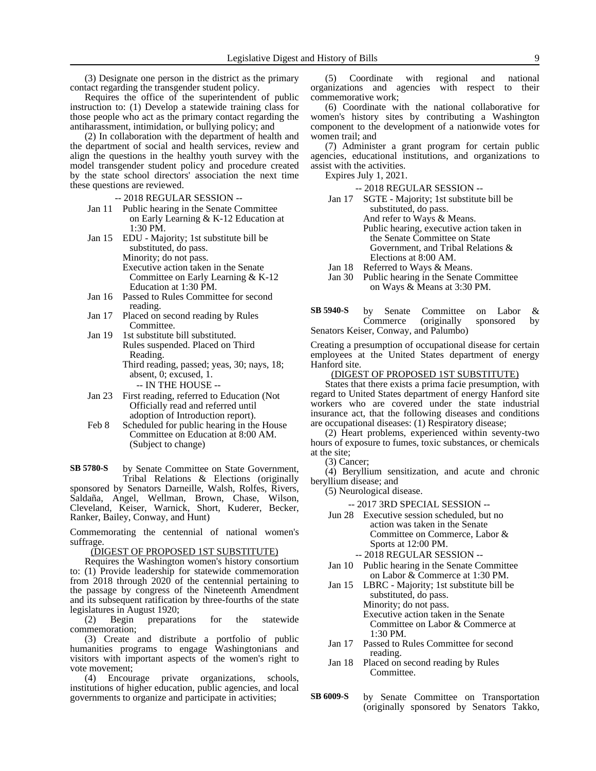(3) Designate one person in the district as the primary contact regarding the transgender student policy.

Requires the office of the superintendent of public instruction to: (1) Develop a statewide training class for those people who act as the primary contact regarding the antiharassment, intimidation, or bullying policy; and

(2) In collaboration with the department of health and the department of social and health services, review and align the questions in the healthy youth survey with the model transgender student policy and procedure created by the state school directors' association the next time these questions are reviewed.

-- 2018 REGULAR SESSION --

Jan 11 Public hearing in the Senate Committee on Early Learning & K-12 Education at 1:30 PM.

Jan 15 EDU - Majority; 1st substitute bill be substituted, do pass.
Minority; do not pass.
Executive action taken in the Senate Committee on Early Learning & K-12 Education at 1:30 PM.

Jan 16 Passed to Rules Committee for second reading.

Jan 17 Placed on second reading by Rules Committee.

Jan 19 1st substitute bill substituted.
Rules suspended. Placed on Third Reading.
Third reading, passed; yeas, 30; nays, 18; absent, 0; excused, 1.

-- IN THE HOUSE --

Jan 23 First reading, referred to Education (Not Officially read and referred until adoption of Introduction report).

Feb 8 Scheduled for public hearing in the House Committee on Education at 8:00 AM. (Subject to change)

**SB 5780-S** by Senate Committee on State Government, Tribal Relations & Elections (originally sponsored by Senators Darneille, Walsh, Rolfes, Rivers, Saldaña, Angel, Wellman, Brown, Chase, Wilson, Cleveland, Keiser, Warnick, Short, Kuderer, Becker, Ranker, Bailey, Conway, and Hunt)

Commemorating the centennial of national women's suffrage.

(DIGEST OF PROPOSED 1ST SUBSTITUTE)

Requires the Washington women's history consortium to: (1) Provide leadership for statewide commemoration from 2018 through 2020 of the centennial pertaining to the passage by congress of the Nineteenth Amendment and its subsequent ratification by three-fourths of the state legislatures in August 1920;

(2) Begin preparations for the statewide commemoration;

(3) Create and distribute a portfolio of public humanities programs to engage Washingtonians and visitors with important aspects of the women's right to vote movement;

(4) Encourage private organizations, schools, institutions of higher education, public agencies, and local governments to organize and participate in activities;

(5) Coordinate with regional and national organizations and agencies with respect to their commemorative work;

(6) Coordinate with the national collaborative for women's history sites by contributing a Washington component to the development of a nationwide votes for women trail; and

(7) Administer a grant program for certain public agencies, educational institutions, and organizations to assist with the activities.

Expires July 1, 2021.

-- 2018 REGULAR SESSION --

Jan 17 SGTE - Majority; 1st substitute bill be substituted, do pass.
And refer to Ways & Means.
Public hearing, executive action taken in the Senate Committee on State Government, and Tribal Relations & Elections at 8:00 AM.

Jan 18 Referred to Ways & Means.

Jan 30 Public hearing in the Senate Committee on Ways & Means at 3:30 PM.

**SB 5940-S** by Senate Committee on Labor & Commerce (originally sponsored by Senators Keiser, Conway, and Palumbo)

Creating a presumption of occupational disease for certain employees at the United States department of energy Hanford site.

(DIGEST OF PROPOSED 1ST SUBSTITUTE)

States that there exists a prima facie presumption, with regard to United States department of energy Hanford site workers who are covered under the state industrial insurance act, that the following diseases and conditions are occupational diseases: (1) Respiratory disease;

(2) Heart problems, experienced within seventy-two hours of exposure to fumes, toxic substances, or chemicals at the site;

(3) Cancer;

(4) Beryllium sensitization, and acute and chronic beryllium disease; and

(5) Neurological disease.

-- 2017 3RD SPECIAL SESSION --

Jun 28 Executive session scheduled, but no action was taken in the Senate Committee on Commerce, Labor & Sports at 12:00 PM.

-- 2018 REGULAR SESSION --

Jan 10 Public hearing in the Senate Committee on Labor & Commerce at 1:30 PM.

Jan 15 LBRC - Majority; 1st substitute bill be substituted, do pass.
Minority; do not pass.
Executive action taken in the Senate Committee on Labor & Commerce at 1:30 PM.

Jan 17 Passed to Rules Committee for second reading.

Jan 18 Placed on second reading by Rules Committee.

**SB 6009-S** by Senate Committee on Transportation (originally sponsored by Senators Takko,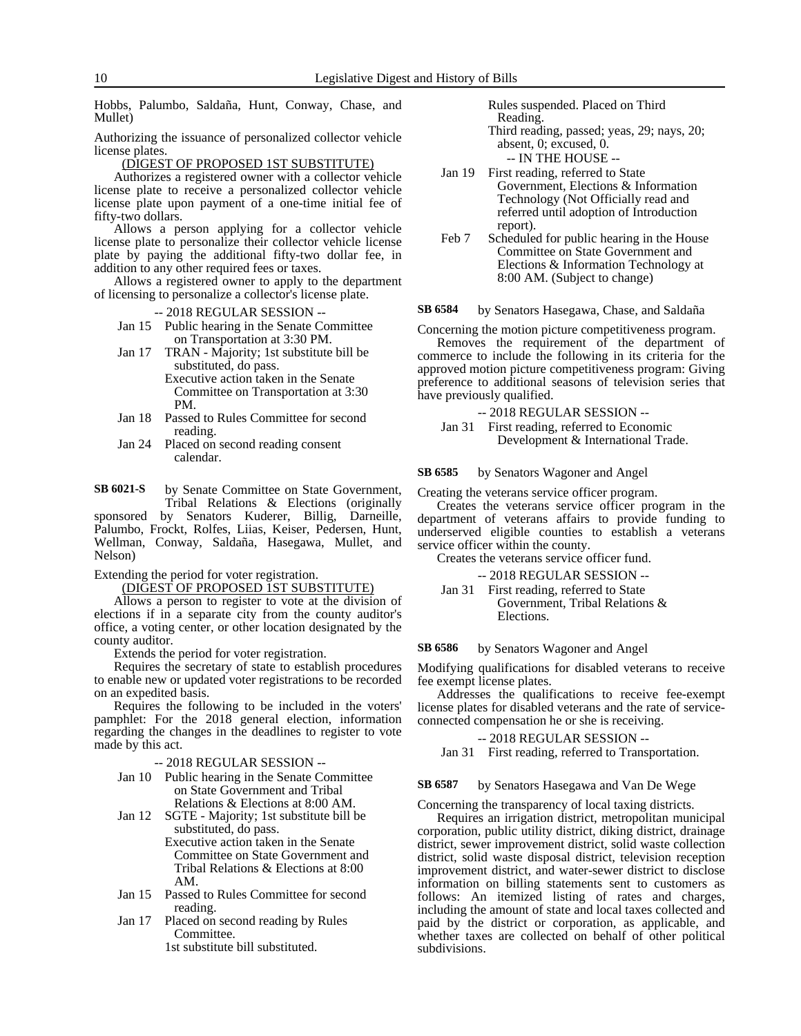Hobbs, Palumbo, Saldaña, Hunt, Conway, Chase, and Mullet)

Authorizing the issuance of personalized collector vehicle license plates.

(DIGEST OF PROPOSED 1ST SUBSTITUTE)

Authorizes a registered owner with a collector vehicle license plate to receive a personalized collector vehicle license plate upon payment of a one-time initial fee of fifty-two dollars.

Allows a person applying for a collector vehicle license plate to personalize their collector vehicle license plate by paying the additional fifty-two dollar fee, in addition to any other required fees or taxes.

Allows a registered owner to apply to the department of licensing to personalize a collector's license plate.

-- 2018 REGULAR SESSION --

- Jan 15 Public hearing in the Senate Committee on Transportation at 3:30 PM.
- Jan 17 TRAN - Majority; 1st substitute bill be substituted, do pass.
  Executive action taken in the Senate Committee on Transportation at 3:30 PM.
- Jan 18 Passed to Rules Committee for second reading.
- Jan 24 Placed on second reading consent calendar.

**SB 6021-S** by Senate Committee on State Government, Tribal Relations & Elections (originally sponsored by Senators Kuderer, Billig, Darneille, Palumbo, Frockt, Rolfes, Liias, Keiser, Pedersen, Hunt, Wellman, Conway, Saldaña, Hasegawa, Mullet, and Nelson)

Extending the period for voter registration.

(DIGEST OF PROPOSED 1ST SUBSTITUTE)

Allows a person to register to vote at the division of elections if in a separate city from the county auditor's office, a voting center, or other location designated by the county auditor.

Extends the period for voter registration.

Requires the secretary of state to establish procedures to enable new or updated voter registrations to be recorded on an expedited basis.

Requires the following to be included in the voters' pamphlet: For the 2018 general election, information regarding the changes in the deadlines to register to vote made by this act.

-- 2018 REGULAR SESSION --

- Jan 10 Public hearing in the Senate Committee on State Government and Tribal Relations & Elections at 8:00 AM.
- Jan 12 SGTE - Majority; 1st substitute bill be substituted, do pass.
  Executive action taken in the Senate Committee on State Government and Tribal Relations & Elections at 8:00 AM.
- Jan 15 Passed to Rules Committee for second reading.
- Jan 17 Placed on second reading by Rules Committee.
  1st substitute bill substituted.
  Rules suspended. Placed on Third Reading.
  Third reading, passed; yeas, 29; nays, 20; absent, 0; excused, 0.

-- IN THE HOUSE --

- Jan 19 First reading, referred to State Government, Elections & Information Technology (Not Officially read and referred until adoption of Introduction report).
- Feb 7 Scheduled for public hearing in the House Committee on State Government and Elections & Information Technology at 8:00 AM. (Subject to change)

**SB 6584** by Senators Hasegawa, Chase, and Saldaña

Concerning the motion picture competitiveness program.

Removes the requirement of the department of commerce to include the following in its criteria for the approved motion picture competitiveness program: Giving preference to additional seasons of television series that have previously qualified.

-- 2018 REGULAR SESSION --

- Jan 31 First reading, referred to Economic Development & International Trade.

**SB 6585** by Senators Wagoner and Angel

Creating the veterans service officer program.

Creates the veterans service officer program in the department of veterans affairs to provide funding to underserved eligible counties to establish a veterans service officer within the county.

Creates the veterans service officer fund.

-- 2018 REGULAR SESSION --

- Jan 31 First reading, referred to State Government, Tribal Relations & Elections.

**SB 6586** by Senators Wagoner and Angel

Modifying qualifications for disabled veterans to receive fee exempt license plates.

Addresses the qualifications to receive fee-exempt license plates for disabled veterans and the rate of service-connected compensation he or she is receiving.

-- 2018 REGULAR SESSION --

- Jan 31 First reading, referred to Transportation.

**SB 6587** by Senators Hasegawa and Van De Wege

Concerning the transparency of local taxing districts.

Requires an irrigation district, metropolitan municipal corporation, public utility district, diking district, drainage district, sewer improvement district, solid waste collection district, solid waste disposal district, television reception improvement district, and water-sewer district to disclose information on billing statements sent to customers as follows: An itemized listing of rates and charges, including the amount of state and local taxes collected and paid by the district or corporation, as applicable, and whether taxes are collected on behalf of other political subdivisions.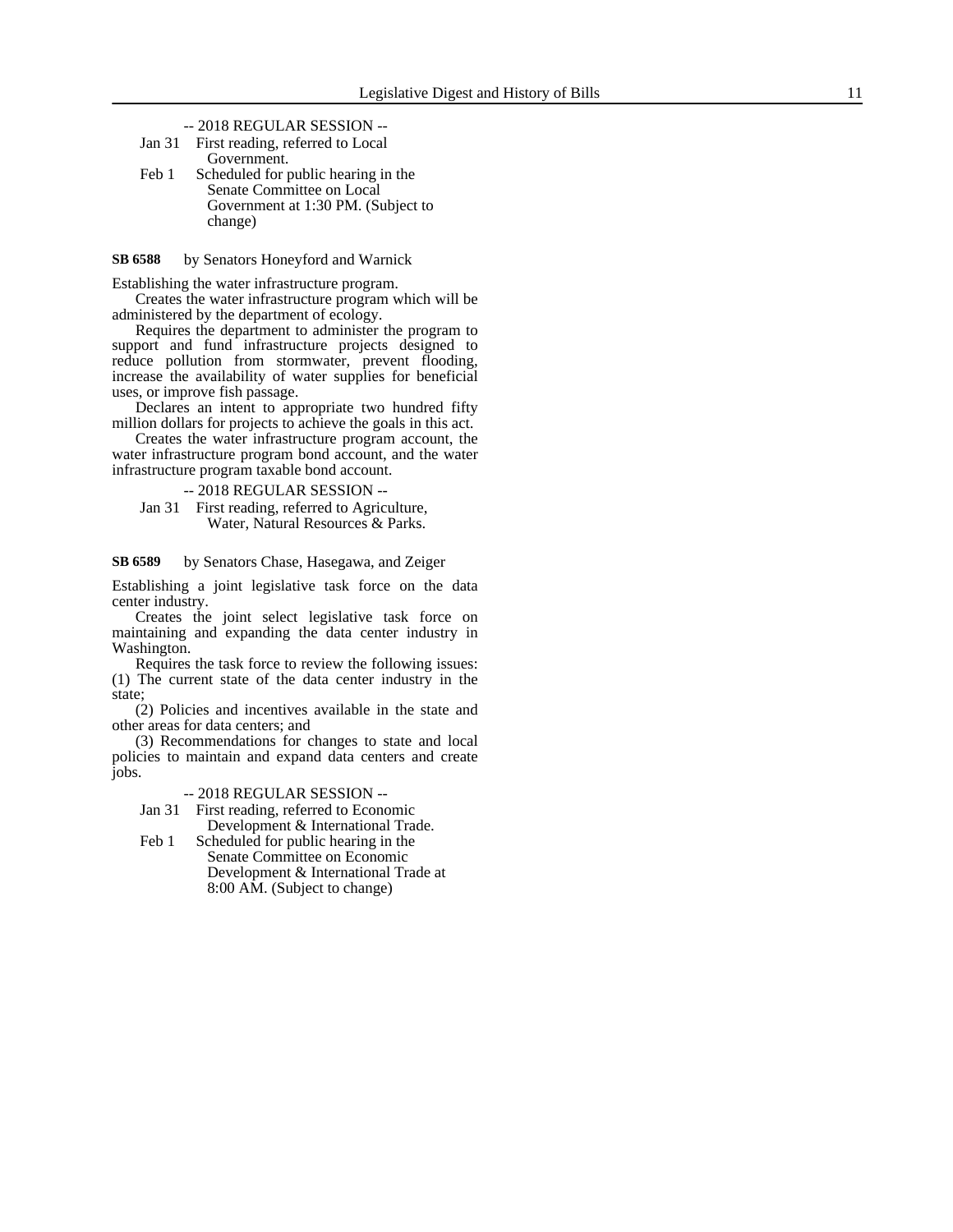-- 2018 REGULAR SESSION --

Jan 31 First reading, referred to Local Government.

Feb 1 Scheduled for public hearing in the Senate Committee on Local Government at 1:30 PM. (Subject to change)

**SB 6588** by Senators Honeyford and Warnick

Establishing the water infrastructure program.

Creates the water infrastructure program which will be administered by the department of ecology.

Requires the department to administer the program to support and fund infrastructure projects designed to reduce pollution from stormwater, prevent flooding, increase the availability of water supplies for beneficial uses, or improve fish passage.

Declares an intent to appropriate two hundred fifty million dollars for projects to achieve the goals in this act.

Creates the water infrastructure program account, the water infrastructure program bond account, and the water infrastructure program taxable bond account.

-- 2018 REGULAR SESSION --

Jan 31 First reading, referred to Agriculture, Water, Natural Resources & Parks.

**SB 6589** by Senators Chase, Hasegawa, and Zeiger

Establishing a joint legislative task force on the data center industry.

Creates the joint select legislative task force on maintaining and expanding the data center industry in Washington.

Requires the task force to review the following issues: (1) The current state of the data center industry in the state;

(2) Policies and incentives available in the state and other areas for data centers; and

(3) Recommendations for changes to state and local policies to maintain and expand data centers and create jobs.

-- 2018 REGULAR SESSION --

Jan 31 First reading, referred to Economic Development & International Trade.

Feb 1 Scheduled for public hearing in the Senate Committee on Economic Development & International Trade at 8:00 AM. (Subject to change)